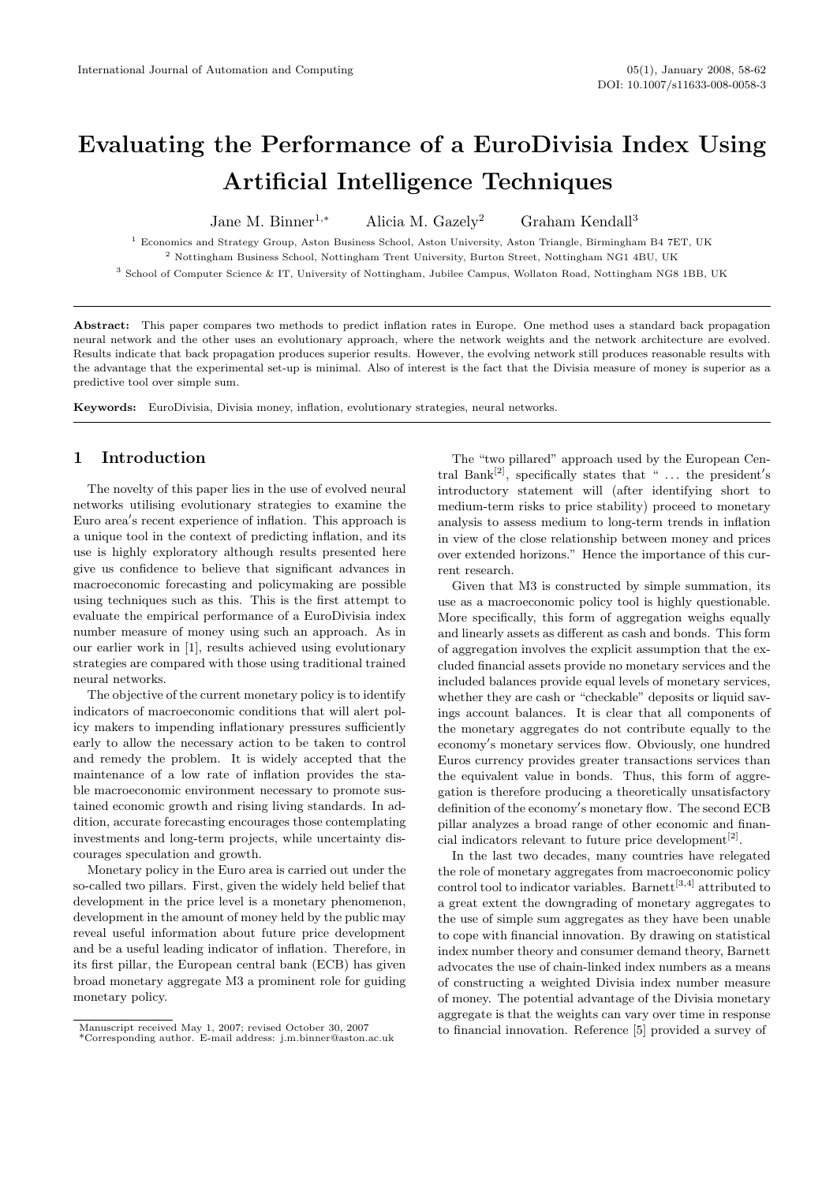# Evaluating the Performance of a EuroDivisia Index Using Artificial Intelligence Techniques

Jane M. Binner[1,*] Alicia M. Gazely[2] Graham Kendall[3]

[1] Economics and Strategy Group, Aston Business School, Aston University, Aston Triangle, Birmingham B4 7ET, UK

[2] Nottingham Business School, Nottingham Trent University, Burton Street, Nottingham NG1 4BU, UK

[3] School of Computer Science & IT, University of Nottingham, Jubilee Campus, Wollaton Road, Nottingham NG8 1BB, UK

**Abstract:** This paper compares two methods to predict inflation rates in Europe. One method uses a standard back propagation neural network and the other uses an evolutionary approach, where the network weights and the network architecture are evolved. Results indicate that back propagation produces superior results. However, the evolving network still produces reasonable results with the advantage that the experimental set-up is minimal. Also of interest is the fact that the Divisia measure of money is superior as a predictive tool over simple sum.

**Keywords:** EuroDivisia, Divisia money, inflation, evolutionary strategies, neural networks.

## 1 Introduction

The novelty of this paper lies in the use of evolved neural networks utilising evolutionary strategies to examine the Euro area′s recent experience of inflation. This approach is a unique tool in the context of predicting inflation, and its use is highly exploratory although results presented here give us confidence to believe that significant advances in macroeconomic forecasting and policymaking are possible using techniques such as this. This is the first attempt to evaluate the empirical performance of a EuroDivisia index number measure of money using such an approach. As in our earlier work in [1], results achieved using evolutionary strategies are compared with those using traditional trained neural networks.

The objective of the current monetary policy is to identify indicators of macroeconomic conditions that will alert policy makers to impending inflationary pressures sufficiently early to allow the necessary action to be taken to control and remedy the problem. It is widely accepted that the maintenance of a low rate of inflation provides the stable macroeconomic environment necessary to promote sustained economic growth and rising living standards. In addition, accurate forecasting encourages those contemplating investments and long-term projects, while uncertainty discourages speculation and growth.

Monetary policy in the Euro area is carried out under the so-called two pillars. First, given the widely held belief that development in the price level is a monetary phenomenon, development in the amount of money held by the public may reveal useful information about future price development and be a useful leading indicator of inflation. Therefore, in its first pillar, the European central bank (ECB) has given broad monetary aggregate M3 a prominent role for guiding monetary policy.

The "two pillared" approach used by the European Central Bank[2], specifically states that " ... the president′s introductory statement will (after identifying short to medium-term risks to price stability) proceed to monetary analysis to assess medium to long-term trends in inflation in view of the close relationship between money and prices over extended horizons." Hence the importance of this current research.

Given that M3 is constructed by simple summation, its use as a macroeconomic policy tool is highly questionable. More specifically, this form of aggregation weighs equally and linearly assets as different as cash and bonds. This form of aggregation involves the explicit assumption that the excluded financial assets provide no monetary services and the included balances provide equal levels of monetary services, whether they are cash or "checkable" deposits or liquid savings account balances. It is clear that all components of the monetary aggregates do not contribute equally to the economy′s monetary services flow. Obviously, one hundred Euros currency provides greater transactions services than the equivalent value in bonds. Thus, this form of aggregation is therefore producing a theoretically unsatisfactory definition of the economy′s monetary flow. The second ECB pillar analyzes a broad range of other economic and financial indicators relevant to future price development[2].

In the last two decades, many countries have relegated the role of monetary aggregates from macroeconomic policy control tool to indicator variables. Barnett[3,4] attributed to a great extent the downgrading of monetary aggregates to the use of simple sum aggregates as they have been unable to cope with financial innovation. By drawing on statistical index number theory and consumer demand theory, Barnett advocates the use of chain-linked index numbers as a means of constructing a weighted Divisia index number measure of money. The potential advantage of the Divisia monetary aggregate is that the weights can vary over time in response to financial innovation. Reference [5] provided a survey of

Manuscript received May 1, 2007; revised October 30, 2007

*Corresponding author. E-mail address: j.m.binner@aston.ac.uk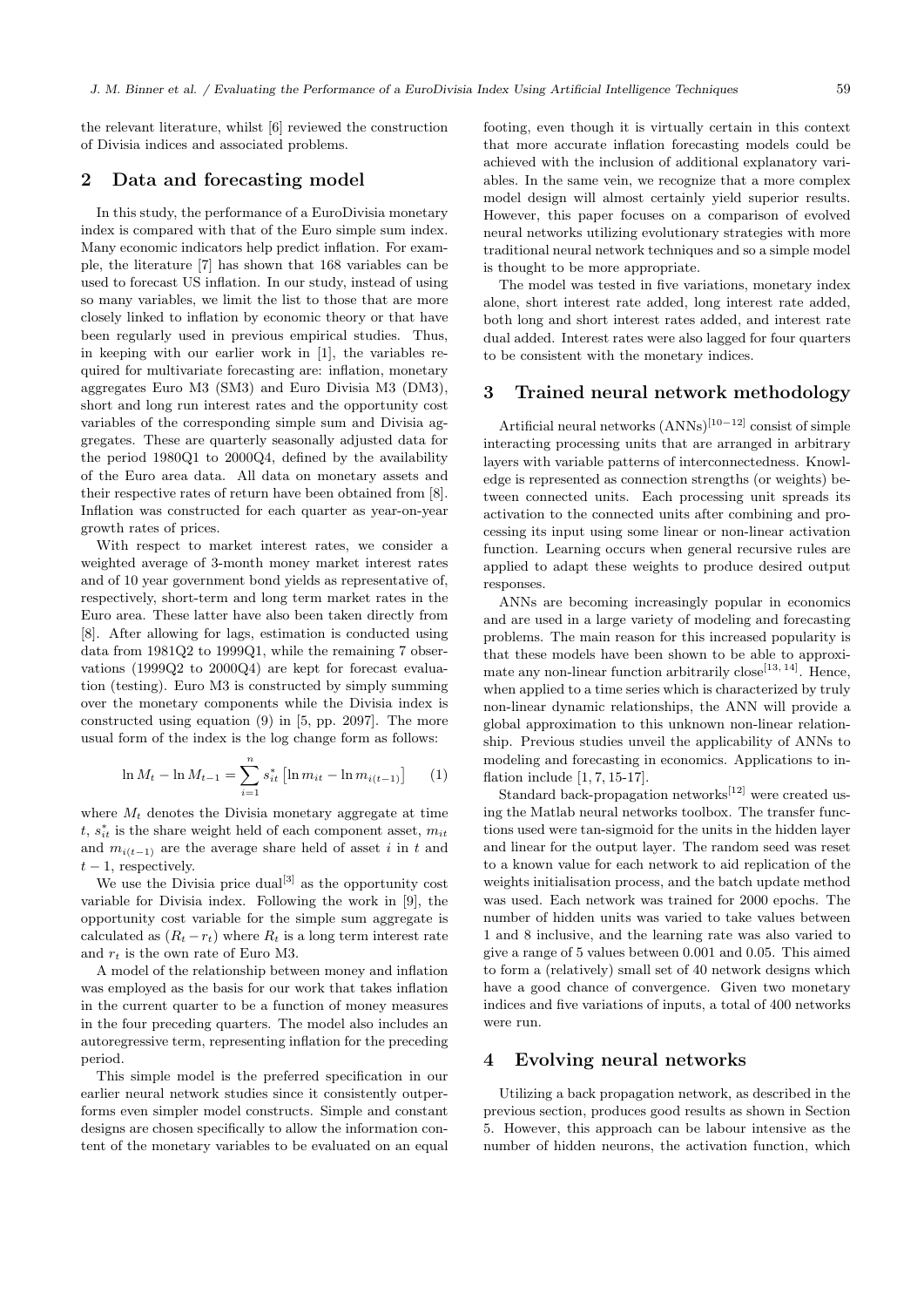the relevant literature, whilst [6] reviewed the construction of Divisia indices and associated problems.

## 2 Data and forecasting model

In this study, the performance of a EuroDivisia monetary index is compared with that of the Euro simple sum index. Many economic indicators help predict inflation. For example, the literature [7] has shown that 168 variables can be used to forecast US inflation. In our study, instead of using so many variables, we limit the list to those that are more closely linked to inflation by economic theory or that have been regularly used in previous empirical studies. Thus, in keeping with our earlier work in [1], the variables required for multivariate forecasting are: inflation, monetary aggregates Euro M3 (SM3) and Euro Divisia M3 (DM3), short and long run interest rates and the opportunity cost variables of the corresponding simple sum and Divisia aggregates. These are quarterly seasonally adjusted data for the period 1980Q1 to 2000Q4, defined by the availability of the Euro area data. All data on monetary assets and their respective rates of return have been obtained from [8]. Inflation was constructed for each quarter as year-on-year growth rates of prices.

With respect to market interest rates, we consider a weighted average of 3-month money market interest rates and of 10 year government bond yields as representative of, respectively, short-term and long term market rates in the Euro area. These latter have also been taken directly from [8]. After allowing for lags, estimation is conducted using data from 1981Q2 to 1999Q1, while the remaining 7 observations (1999Q2 to 2000Q4) are kept for forecast evaluation (testing). Euro M3 is constructed by simply summing over the monetary components while the Divisia index is constructed using equation (9) in [5, pp. 2097]. The more usual form of the index is the log change form as follows:

$$\ln M_t - \ln M_{t-1} = \sum_{i=1}^{n} s_{it}^{*} \left[ \ln m_{it} - \ln m_{i(t-1)} \right] \qquad (1)$$

where $M_t$ denotes the Divisia monetary aggregate at time $t$, $s_{it}^{*}$ is the share weight held of each component asset, $m_{it}$ and $m_{i(t-1)}$ are the average share held of asset $i$ in $t$ and $t-1$, respectively.

We use the Divisia price dual[3] as the opportunity cost variable for Divisia index. Following the work in [9], the opportunity cost variable for the simple sum aggregate is calculated as $(R_t - r_t)$ where $R_t$ is a long term interest rate and $r_t$ is the own rate of Euro M3.

A model of the relationship between money and inflation was employed as the basis for our work that takes inflation in the current quarter to be a function of money measures in the four preceding quarters. The model also includes an autoregressive term, representing inflation for the preceding period.

This simple model is the preferred specification in our earlier neural network studies since it consistently outperforms even simpler model constructs. Simple and constant designs are chosen specifically to allow the information content of the monetary variables to be evaluated on an equal footing, even though it is virtually certain in this context that more accurate inflation forecasting models could be achieved with the inclusion of additional explanatory variables. In the same vein, we recognize that a more complex model design will almost certainly yield superior results. However, this paper focuses on a comparison of evolved neural networks utilizing evolutionary strategies with more traditional neural network techniques and so a simple model is thought to be more appropriate.

The model was tested in five variations, monetary index alone, short interest rate added, long interest rate added, both long and short interest rates added, and interest rate dual added. Interest rates were also lagged for four quarters to be consistent with the monetary indices.

## 3 Trained neural network methodology

Artificial neural networks (ANNs)[10−12] consist of simple interacting processing units that are arranged in arbitrary layers with variable patterns of interconnectedness. Knowledge is represented as connection strengths (or weights) between connected units. Each processing unit spreads its activation to the connected units after combining and processing its input using some linear or non-linear activation function. Learning occurs when general recursive rules are applied to adapt these weights to produce desired output responses.

ANNs are becoming increasingly popular in economics and are used in a large variety of modeling and forecasting problems. The main reason for this increased popularity is that these models have been shown to be able to approximate any non-linear function arbitrarily close[13, 14]. Hence, when applied to a time series which is characterized by truly non-linear dynamic relationships, the ANN will provide a global approximation to this unknown non-linear relationship. Previous studies unveil the applicability of ANNs to modeling and forecasting in economics. Applications to inflation include [1, 7, 15-17].

Standard back-propagation networks[12] were created using the Matlab neural networks toolbox. The transfer functions used were tan-sigmoid for the units in the hidden layer and linear for the output layer. The random seed was reset to a known value for each network to aid replication of the weights initialisation process, and the batch update method was used. Each network was trained for 2000 epochs. The number of hidden units was varied to take values between 1 and 8 inclusive, and the learning rate was also varied to give a range of 5 values between 0.001 and 0.05. This aimed to form a (relatively) small set of 40 network designs which have a good chance of convergence. Given two monetary indices and five variations of inputs, a total of 400 networks were run.

## 4 Evolving neural networks

Utilizing a back propagation network, as described in the previous section, produces good results as shown in Section 5. However, this approach can be labour intensive as the number of hidden neurons, the activation function, which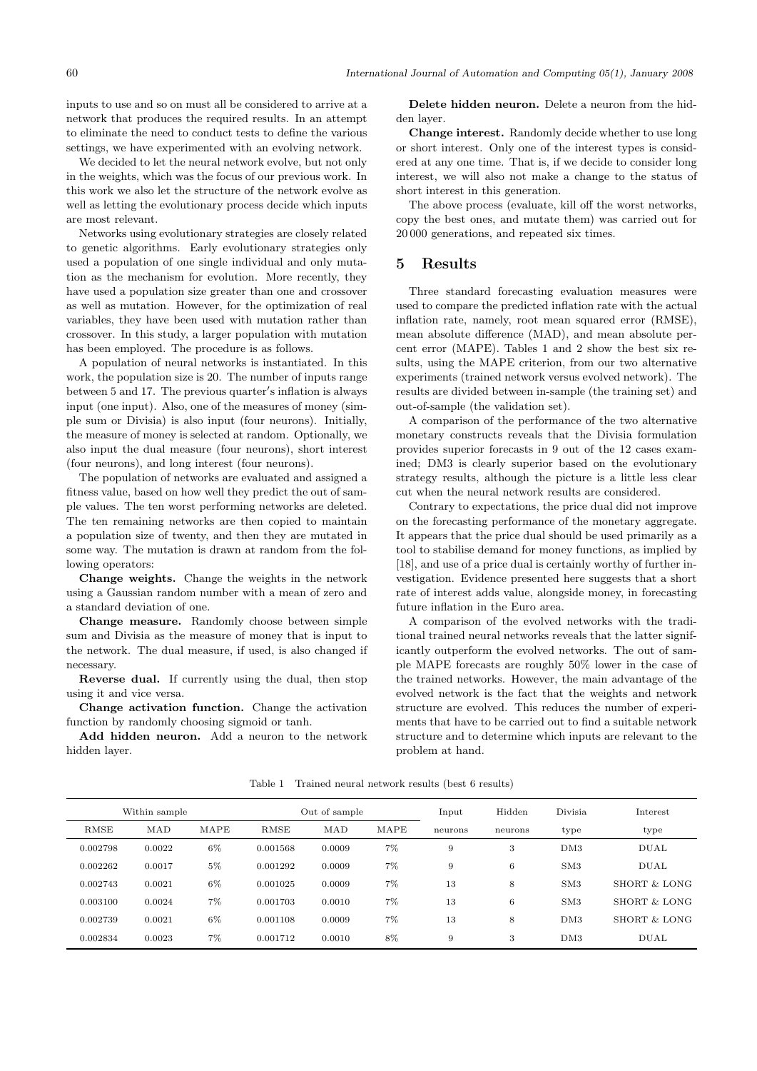inputs to use and so on must all be considered to arrive at a network that produces the required results. In an attempt to eliminate the need to conduct tests to define the various settings, we have experimented with an evolving network.

We decided to let the neural network evolve, but not only in the weights, which was the focus of our previous work. In this work we also let the structure of the network evolve as well as letting the evolutionary process decide which inputs are most relevant.

Networks using evolutionary strategies are closely related to genetic algorithms. Early evolutionary strategies only used a population of one single individual and only mutation as the mechanism for evolution. More recently, they have used a population size greater than one and crossover as well as mutation. However, for the optimization of real variables, they have been used with mutation rather than crossover. In this study, a larger population with mutation has been employed. The procedure is as follows.

A population of neural networks is instantiated. In this work, the population size is 20. The number of inputs range between 5 and 17. The previous quarter's inflation is always input (one input). Also, one of the measures of money (simple sum or Divisia) is also input (four neurons). Initially, the measure of money is selected at random. Optionally, we also input the dual measure (four neurons), short interest (four neurons), and long interest (four neurons).

The population of networks are evaluated and assigned a fitness value, based on how well they predict the out of sample values. The ten worst performing networks are deleted. The ten remaining networks are then copied to maintain a population size of twenty, and then they are mutated in some way. The mutation is drawn at random from the following operators:

**Change weights.** Change the weights in the network using a Gaussian random number with a mean of zero and a standard deviation of one.

**Change measure.** Randomly choose between simple sum and Divisia as the measure of money that is input to the network. The dual measure, if used, is also changed if necessary.

**Reverse dual.** If currently using the dual, then stop using it and vice versa.

**Change activation function.** Change the activation function by randomly choosing sigmoid or tanh.

**Add hidden neuron.** Add a neuron to the network hidden layer.

**Delete hidden neuron.** Delete a neuron from the hidden layer.

**Change interest.** Randomly decide whether to use long or short interest. Only one of the interest types is considered at any one time. That is, if we decide to consider long interest, we will also not make a change to the status of short interest in this generation.

The above process (evaluate, kill off the worst networks, copy the best ones, and mutate them) was carried out for 20 000 generations, and repeated six times.

## 5 Results

Three standard forecasting evaluation measures were used to compare the predicted inflation rate with the actual inflation rate, namely, root mean squared error (RMSE), mean absolute difference (MAD), and mean absolute percent error (MAPE). Tables 1 and 2 show the best six results, using the MAPE criterion, from our two alternative experiments (trained network versus evolved network). The results are divided between in-sample (the training set) and out-of-sample (the validation set).

A comparison of the performance of the two alternative monetary constructs reveals that the Divisia formulation provides superior forecasts in 9 out of the 12 cases examined; DM3 is clearly superior based on the evolutionary strategy results, although the picture is a little less clear cut when the neural network results are considered.

Contrary to expectations, the price dual did not improve on the forecasting performance of the monetary aggregate. It appears that the price dual should be used primarily as a tool to stabilise demand for money functions, as implied by [18], and use of a price dual is certainly worthy of further investigation. Evidence presented here suggests that a short rate of interest adds value, alongside money, in forecasting future inflation in the Euro area.

A comparison of the evolved networks with the traditional trained neural networks reveals that the latter significantly outperform the evolved networks. The out of sample MAPE forecasts are roughly 50% lower in the case of the trained networks. However, the main advantage of the evolved network is the fact that the weights and network structure are evolved. This reduces the number of experiments that have to be carried out to find a suitable network structure and to determine which inputs are relevant to the problem at hand.

Table 1 Trained neural network results (best 6 results)

| Within sample | | | Out of sample | | | Input | Hidden | Divisia | Interest |
|---|---|---|---|---|---|---|---|---|---|
| RMSE | MAD | MAPE | RMSE | MAD | MAPE | neurons | neurons | type | type |
| 0.002798 | 0.0022 | 6% | 0.001568 | 0.0009 | 7% | 9 | 3 | DM3 | DUAL |
| 0.002262 | 0.0017 | 5% | 0.001292 | 0.0009 | 7% | 9 | 6 | SM3 | DUAL |
| 0.002743 | 0.0021 | 6% | 0.001025 | 0.0009 | 7% | 13 | 8 | SM3 | SHORT & LONG |
| 0.003100 | 0.0024 | 7% | 0.001703 | 0.0010 | 7% | 13 | 6 | SM3 | SHORT & LONG |
| 0.002739 | 0.0021 | 6% | 0.001108 | 0.0009 | 7% | 13 | 8 | DM3 | SHORT & LONG |
| 0.002834 | 0.0023 | 7% | 0.001712 | 0.0010 | 8% | 9 | 3 | DM3 | DUAL |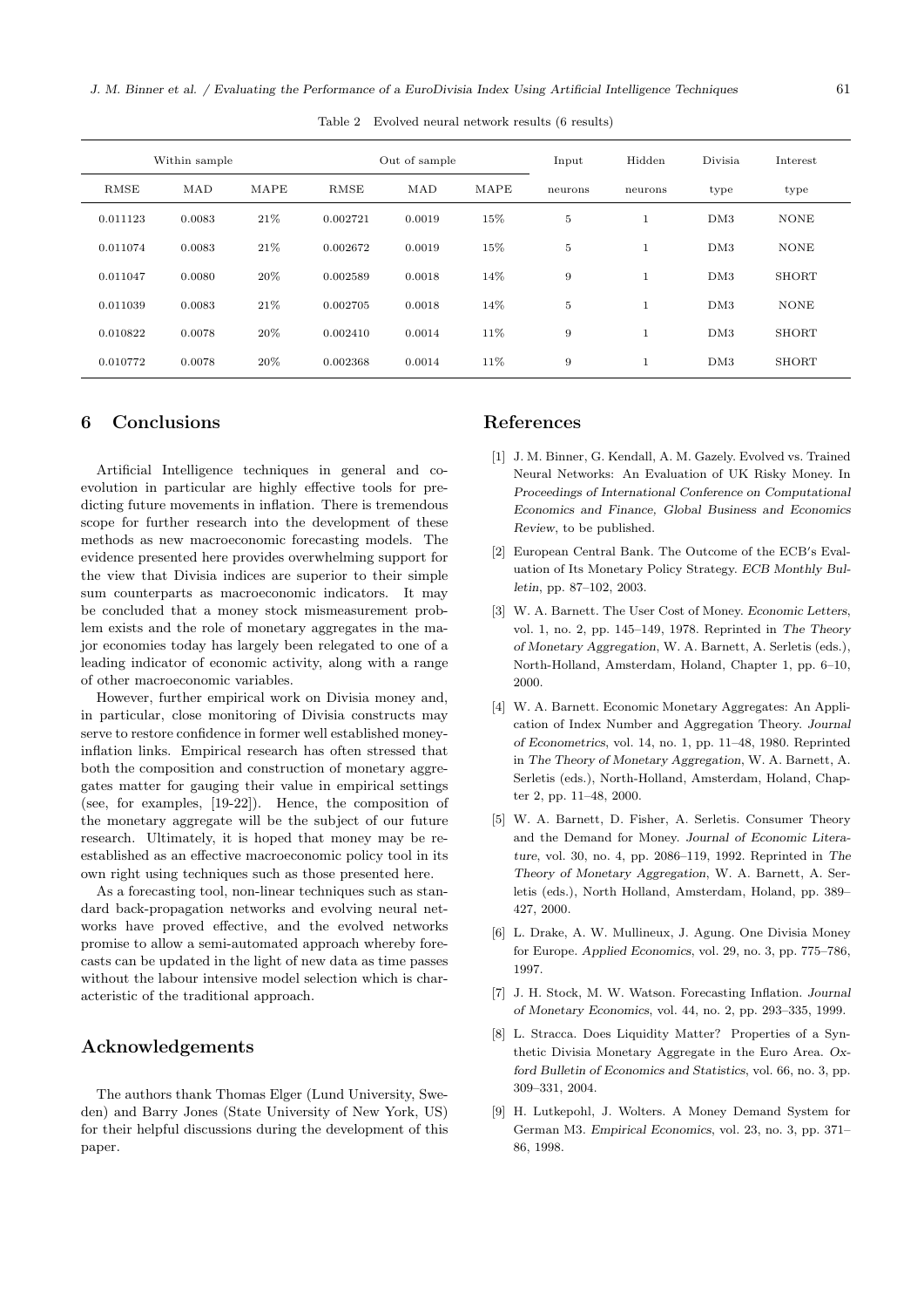Table 2 Evolved neural network results (6 results)

| Within sample | | | Out of sample | | | Input | Hidden | Divisia | Interest |
|---|---|---|---|---|---|---|---|---|---|
| RMSE | MAD | MAPE | RMSE | MAD | MAPE | neurons | neurons | type | type |
| 0.011123 | 0.0083 | 21% | 0.002721 | 0.0019 | 15% | 5 | 1 | DM3 | NONE |
| 0.011074 | 0.0083 | 21% | 0.002672 | 0.0019 | 15% | 5 | 1 | DM3 | NONE |
| 0.011047 | 0.0080 | 20% | 0.002589 | 0.0018 | 14% | 9 | 1 | DM3 | SHORT |
| 0.011039 | 0.0083 | 21% | 0.002705 | 0.0018 | 14% | 5 | 1 | DM3 | NONE |
| 0.010822 | 0.0078 | 20% | 0.002410 | 0.0014 | 11% | 9 | 1 | DM3 | SHORT |
| 0.010772 | 0.0078 | 20% | 0.002368 | 0.0014 | 11% | 9 | 1 | DM3 | SHORT |

## 6 Conclusions

Artificial Intelligence techniques in general and co-evolution in particular are highly effective tools for predicting future movements in inflation. There is tremendous scope for further research into the development of these methods as new macroeconomic forecasting models. The evidence presented here provides overwhelming support for the view that Divisia indices are superior to their simple sum counterparts as macroeconomic indicators. It may be concluded that a money stock mismeasurement problem exists and the role of monetary aggregates in the major economies today has largely been relegated to one of a leading indicator of economic activity, along with a range of other macroeconomic variables.

However, further empirical work on Divisia money and, in particular, close monitoring of Divisia constructs may serve to restore confidence in former well established money-inflation links. Empirical research has often stressed that both the composition and construction of monetary aggregates matter for gauging their value in empirical settings (see, for examples, [19-22]). Hence, the composition of the monetary aggregate will be the subject of our future research. Ultimately, it is hoped that money may be re-established as an effective macroeconomic policy tool in its own right using techniques such as those presented here.

As a forecasting tool, non-linear techniques such as standard back-propagation networks and evolving neural networks have proved effective, and the evolved networks promise to allow a semi-automated approach whereby forecasts can be updated in the light of new data as time passes without the labour intensive model selection which is characteristic of the traditional approach.

## Acknowledgements

The authors thank Thomas Elger (Lund University, Sweden) and Barry Jones (State University of New York, US) for their helpful discussions during the development of this paper.

## References

[1] J. M. Binner, G. Kendall, A. M. Gazely. Evolved vs. Trained Neural Networks: An Evaluation of UK Risky Money. In *Proceedings of International Conference on Computational Economics and Finance, Global Business and Economics Review*, to be published.

[2] European Central Bank. The Outcome of the ECB′s Evaluation of Its Monetary Policy Strategy. *ECB Monthly Bulletin*, pp. 87–102, 2003.

[3] W. A. Barnett. The User Cost of Money. *Economic Letters*, vol. 1, no. 2, pp. 145–149, 1978. Reprinted in *The Theory of Monetary Aggregation*, W. A. Barnett, A. Serletis (eds.), North-Holland, Amsterdam, Holand, Chapter 1, pp. 6–10, 2000.

[4] W. A. Barnett. Economic Monetary Aggregates: An Application of Index Number and Aggregation Theory. *Journal of Econometrics*, vol. 14, no. 1, pp. 11–48, 1980. Reprinted in *The Theory of Monetary Aggregation*, W. A. Barnett, A. Serletis (eds.), North-Holland, Amsterdam, Holand, Chapter 2, pp. 11–48, 2000.

[5] W. A. Barnett, D. Fisher, A. Serletis. Consumer Theory and the Demand for Money. *Journal of Economic Literature*, vol. 30, no. 4, pp. 2086–119, 1992. Reprinted in *The Theory of Monetary Aggregation*, W. A. Barnett, A. Serletis (eds.), North Holland, Amsterdam, Holand, pp. 389–427, 2000.

[6] L. Drake, A. W. Mullineux, J. Agung. One Divisia Money for Europe. *Applied Economics*, vol. 29, no. 3, pp. 775–786, 1997.

[7] J. H. Stock, M. W. Watson. Forecasting Inflation. *Journal of Monetary Economics*, vol. 44, no. 2, pp. 293–335, 1999.

[8] L. Stracca. Does Liquidity Matter? Properties of a Synthetic Divisia Monetary Aggregate in the Euro Area. *Oxford Bulletin of Economics and Statistics*, vol. 66, no. 3, pp. 309–331, 2004.

[9] H. Lutkepohl, J. Wolters. A Money Demand System for German M3. *Empirical Economics*, vol. 23, no. 3, pp. 371–86, 1998.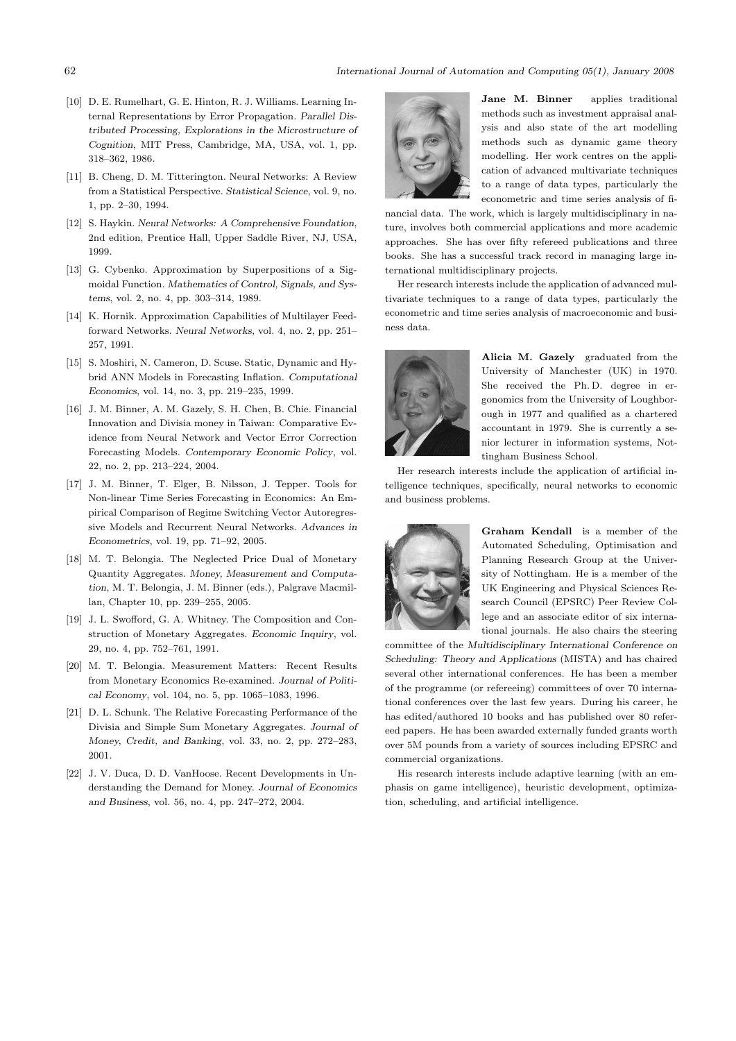[10] D. E. Rumelhart, G. E. Hinton, R. J. Williams. Learning Internal Representations by Error Propagation. *Parallel Distributed Processing, Explorations in the Microstructure of Cognition*, MIT Press, Cambridge, MA, USA, vol. 1, pp. 318–362, 1986.

[11] B. Cheng, D. M. Titterington. Neural Networks: A Review from a Statistical Perspective. *Statistical Science*, vol. 9, no. 1, pp. 2–30, 1994.

[12] S. Haykin. *Neural Networks: A Comprehensive Foundation*, 2nd edition, Prentice Hall, Upper Saddle River, NJ, USA, 1999.

[13] G. Cybenko. Approximation by Superpositions of a Sigmoidal Function. *Mathematics of Control, Signals, and Systems*, vol. 2, no. 4, pp. 303–314, 1989.

[14] K. Hornik. Approximation Capabilities of Multilayer Feedforward Networks. *Neural Networks*, vol. 4, no. 2, pp. 251–257, 1991.

[15] S. Moshiri, N. Cameron, D. Scuse. Static, Dynamic and Hybrid ANN Models in Forecasting Inflation. *Computational Economics*, vol. 14, no. 3, pp. 219–235, 1999.

[16] J. M. Binner, A. M. Gazely, S. H. Chen, B. Chie. Financial Innovation and Divisia money in Taiwan: Comparative Evidence from Neural Network and Vector Error Correction Forecasting Models. *Contemporary Economic Policy*, vol. 22, no. 2, pp. 213–224, 2004.

[17] J. M. Binner, T. Elger, B. Nilsson, J. Tepper. Tools for Non-linear Time Series Forecasting in Economics: An Empirical Comparison of Regime Switching Vector Autoregressive Models and Recurrent Neural Networks. *Advances in Econometrics*, vol. 19, pp. 71–92, 2005.

[18] M. T. Belongia. The Neglected Price Dual of Monetary Quantity Aggregates. *Money, Measurement and Computation*, M. T. Belongia, J. M. Binner (eds.), Palgrave Macmillan, Chapter 10, pp. 239–255, 2005.

[19] J. L. Swofford, G. A. Whitney. The Composition and Construction of Monetary Aggregates. *Economic Inquiry*, vol. 29, no. 4, pp. 752–761, 1991.

[20] M. T. Belongia. Measurement Matters: Recent Results from Monetary Economics Re-examined. *Journal of Political Economy*, vol. 104, no. 5, pp. 1065–1083, 1996.

[21] D. L. Schunk. The Relative Forecasting Performance of the Divisia and Simple Sum Monetary Aggregates. *Journal of Money, Credit, and Banking*, vol. 33, no. 2, pp. 272–283, 2001.

[22] J. V. Duca, D. D. VanHoose. Recent Developments in Understanding the Demand for Money. *Journal of Economics and Business*, vol. 56, no. 4, pp. 247–272, 2004.

**Jane M. Binner** applies traditional methods such as investment appraisal analysis and also state of the art modelling methods such as dynamic game theory modelling. Her work centres on the application of advanced multivariate techniques to a range of data types, particularly the econometric and time series analysis of financial data. The work, which is largely multidisciplinary in nature, involves both commercial applications and more academic approaches. She has over fifty refereed publications and three books. She has a successful track record in managing large international multidisciplinary projects.

Her research interests include the application of advanced multivariate techniques to a range of data types, particularly the econometric and time series analysis of macroeconomic and business data.

**Alicia M. Gazely** graduated from the University of Manchester (UK) in 1970. She received the Ph. D. degree in ergonomics from the University of Loughborough in 1977 and qualified as a chartered accountant in 1979. She is currently a senior lecturer in information systems, Nottingham Business School.

Her research interests include the application of artificial intelligence techniques, specifically, neural networks to economic and business problems.

**Graham Kendall** is a member of the Automated Scheduling, Optimisation and Planning Research Group at the University of Nottingham. He is a member of the UK Engineering and Physical Sciences Research Council (EPSRC) Peer Review College and an associate editor of six international journals. He also chairs the steering committee of the *Multidisciplinary International Conference on Scheduling: Theory and Applications* (MISTA) and has chaired several other international conferences. He has been a member of the programme (or refereeing) committees of over 70 international conferences over the last few years. During his career, he has edited/authored 10 books and has published over 80 refereed papers. He has been awarded externally funded grants worth over 5M pounds from a variety of sources including EPSRC and commercial organizations.

His research interests include adaptive learning (with an emphasis on game intelligence), heuristic development, optimization, scheduling, and artificial intelligence.